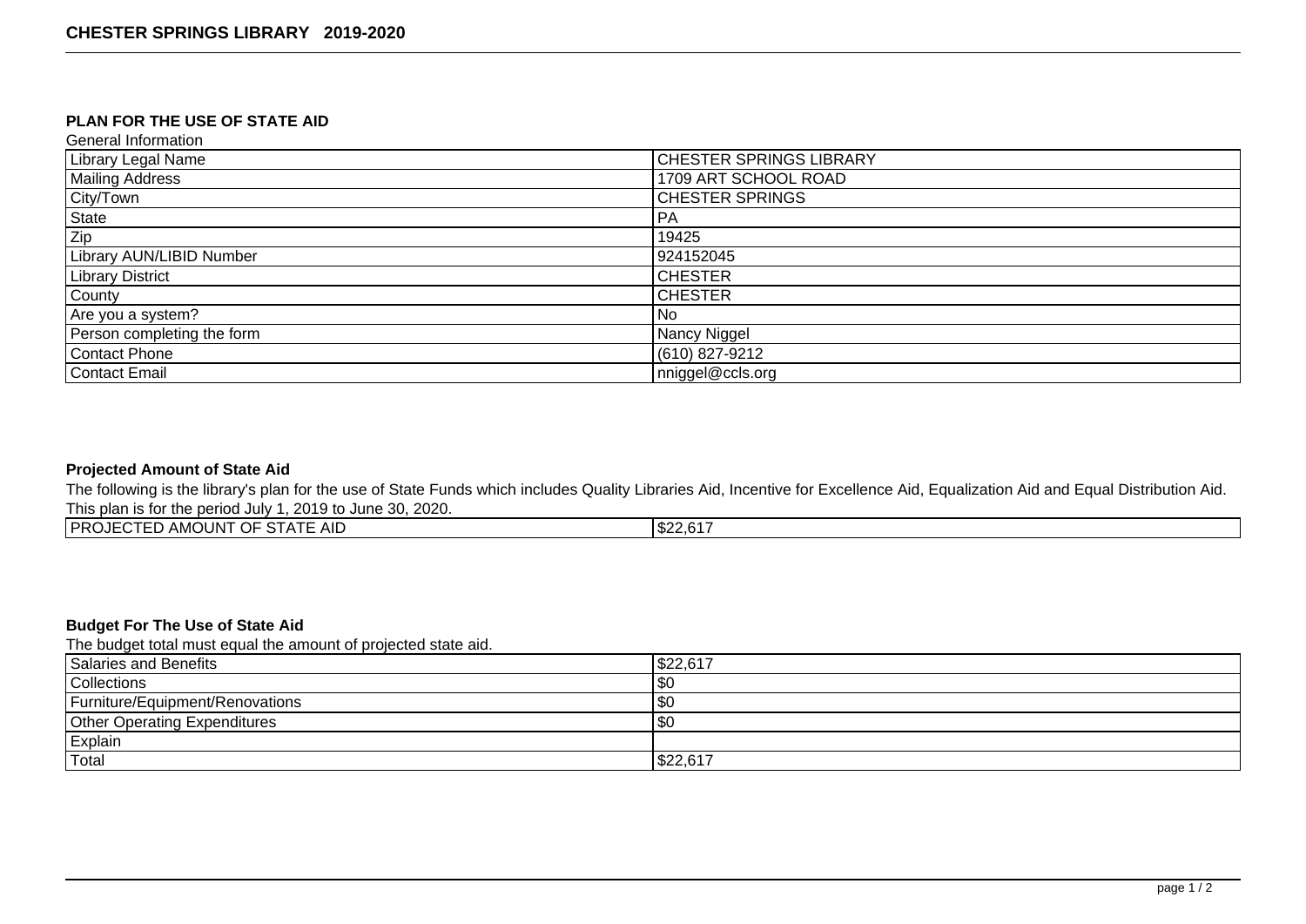# CHESTER SPRINGS LIBRARY 2019-2020

## PLAN FOR THE USE OF STATE AID

General Information

| | |
|---|---|
| Library Legal Name | CHESTER SPRINGS LIBRARY |
| Mailing Address | 1709 ART SCHOOL ROAD |
| City/Town | CHESTER SPRINGS |
| State | PA |
| Zip | 19425 |
| Library AUN/LIBID Number | 924152045 |
| Library District | CHESTER |
| County | CHESTER |
| Are you a system? | No |
| Person completing the form | Nancy Niggel |
| Contact Phone | (610) 827-9212 |
| Contact Email | nniggel@ccls.org |

## Projected Amount of State Aid

The following is the library's plan for the use of State Funds which includes Quality Libraries Aid, Incentive for Excellence Aid, Equalization Aid and Equal Distribution Aid. This plan is for the period July 1, 2019 to June 30, 2020.

| | |
|---|---|
| PROJECTED AMOUNT OF STATE AID | $22,617 |

## Budget For The Use of State Aid

The budget total must equal the amount of projected state aid.

| | |
|---|---|
| Salaries and Benefits | $22,617 |
| Collections | $0 |
| Furniture/Equipment/Renovations | $0 |
| Other Operating Expenditures | $0 |
| Explain | |
| Total | $22,617 |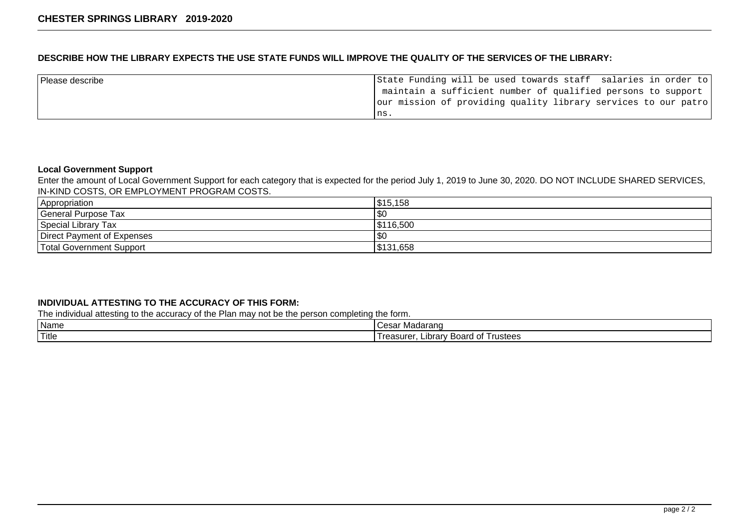**CHESTER SPRINGS LIBRARY 2019-2020**

### DESCRIBE HOW THE LIBRARY EXPECTS THE USE STATE FUNDS WILL IMPROVE THE QUALITY OF THE SERVICES OF THE LIBRARY:

| | |
|---|---|
| Please describe | State Funding will be used towards staff salaries in order to maintain a sufficient number of qualified persons to support our mission of providing quality library services to our patrons. |

**Local Government Support**

Enter the amount of Local Government Support for each category that is expected for the period July 1, 2019 to June 30, 2020. DO NOT INCLUDE SHARED SERVICES, IN-KIND COSTS, OR EMPLOYMENT PROGRAM COSTS.

| | |
|---|---|
| Appropriation | $15,158 |
| General Purpose Tax | $0 |
| Special Library Tax | $116,500 |
| Direct Payment of Expenses | $0 |
| Total Government Support | $131,658 |

**INDIVIDUAL ATTESTING TO THE ACCURACY OF THIS FORM:**

The individual attesting to the accuracy of the Plan may not be the person completing the form.

| | |
|---|---|
| Name | Cesar Madarang |
| Title | Treasurer, Library Board of Trustees |